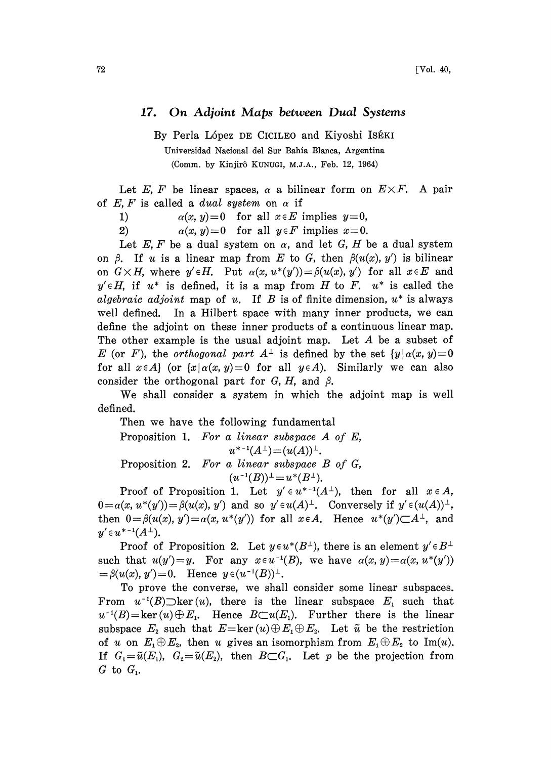## 17. *On Adjoint Maps between Dual Systems*

By Perla López DE CICILEO and Kiyoshi ISÉKI

Universidad Nacional del Sur Bahía Blanca, Argentina

(Comm. by Kinjirô KUNUGI, M.J.A., Feb. 12, 1964)

Let $E, F$ be linear spaces, $\alpha$ a bilinear form on $E\times F$. A pair of $E, F$ is called a *dual system* on $\alpha$ if

1) $\alpha(x, y)=0$ for all $x\in E$ implies $y=0$,

2) $\alpha(x, y)=0$ for all $y\in F$ implies $x=0$.

Let $E, F$ be a dual system on $\alpha$, and let $G, H$ be a dual system on $\beta$. If $u$ is a linear map from $E$ to $G$, then $\beta(u(x), y')$ is bilinear on $G\times H$, where $y'\in H$. Put $\alpha(x, u^*(y'))=\beta(u(x), y')$ for all $x\in E$ and $y'\in H$, if $u^*$ is defined, it is a map from $H$ to $F$. $u^*$ is called the *algebraic adjoint* map of $u$. If $B$ is of finite dimension, $u^*$ is always well defined. In a Hilbert space with many inner products, we can define the adjoint on these inner products of a continuous linear map. The other example is the usual adjoint map. Let $A$ be a subset of $E$ (or $F$), the *orthogonal part* $A^\perp$ is defined by the set $\{y\,|\,\alpha(x, y)=0$ for all $x\in A\}$ (or $\{x\,|\,\alpha(x, y)=0$ for all $y\in A\}$). Similarly we can also consider the orthogonal part for $G, H$, and $\beta$.

We shall consider a system in which the adjoint map is well defined.

Then we have the following fundamental

Proposition 1. *For a linear subspace $A$ of $E$,*

$$u^{*-1}(A^\perp)=(u(A))^\perp.$$

Proposition 2. *For a linear subspace $B$ of $G$,*

$$(u^{-1}(B))^\perp=u^*(B^\perp).$$

Proof of Proposition 1. Let $y'\in u^{*-1}(A^\perp)$, then for all $x\in A$, $0=\alpha(x, u^*(y'))=\beta(u(x), y')$ and so $y'\in u(A)^\perp$. Conversely if $y'\in(u(A))^\perp$, then $0=\beta(u(x), y')=\alpha(x, u^*(y'))$ for all $x\in A$. Hence $u^*(y')\subset A^\perp$, and $y'\in u^{*-1}(A^\perp)$.

Proof of Proposition 2. Let $y\in u^*(B^\perp)$, there is an element $y'\in B^\perp$ such that $u(y')=y$. For any $x\in u^{-1}(B)$, we have $\alpha(x, y)=\alpha(x, u^*(y'))$ $=\beta(u(x), y')=0$. Hence $y\in(u^{-1}(B))^\perp$.

To prove the converse, we shall consider some linear subspaces. From $u^{-1}(B)\supset\ker(u)$, there is the linear subspace $E_1$ such that $u^{-1}(B)=\ker(u)\oplus E_1$. Hence $B\subset u(E_1)$. Further there is the linear subspace $E_2$ such that $E=\ker(u)\oplus E_1\oplus E_2$. Let $\tilde{u}$ be the restriction of $u$ on $E_1\oplus E_2$, then $u$ gives an isomorphism from $E_1\oplus E_2$ to $\mathrm{Im}(u)$. If $G_1=\tilde{u}(E_1)$, $G_2=\tilde{u}(E_2)$, then $B\subset G_1$. Let $p$ be the projection from $G$ to $G_1$.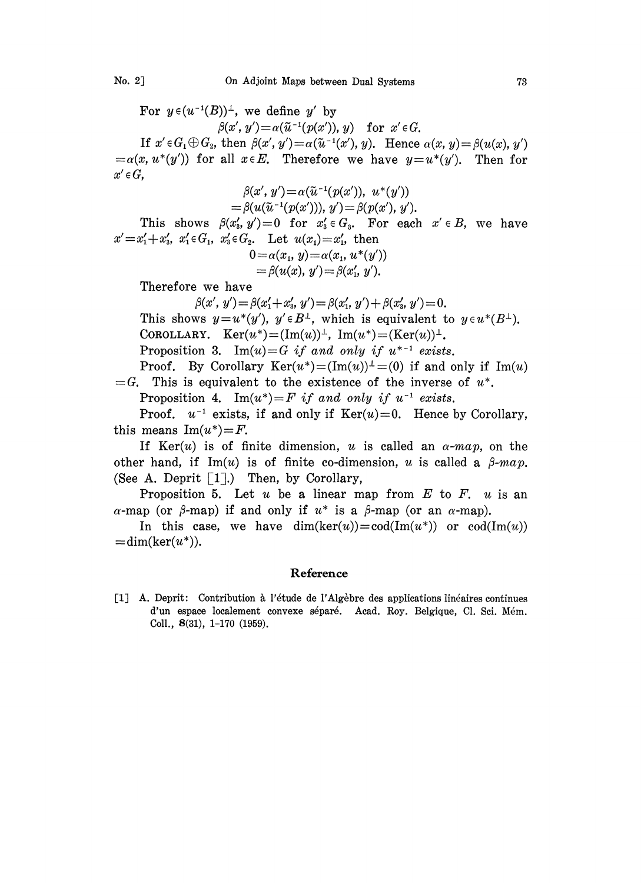For $y \in (u^{-1}(B))^{\perp}$, we define $y'$ by

$$\beta(x', y') = \alpha(\tilde{u}^{-1}(p(x')), y) \quad \text{for } x' \in G.$$

If $x' \in G_1 \oplus G_2$, then $\beta(x', y') = \alpha(\tilde{u}^{-1}(x'), y)$. Hence $\alpha(x, y) = \beta(u(x), y') = \alpha(x, u^*(y'))$ for all $x \in E$. Therefore we have $y = u^*(y')$. Then for $x' \in G$,

$$\beta(x', y') = \alpha(\tilde{u}^{-1}(p(x')), u^*(y'))$$
$$= \beta(u(\tilde{u}^{-1}(p(x'))), y') = \beta(p(x'), y').$$

This shows $\beta(x_3', y') = 0$ for $x_3' \in G_3$. For each $x' \in B$, we have $x' = x_1' + x_3'$, $x_1' \in G_1$, $x_3' \in G_2$. Let $u(x_1) = x_1'$, then

$$0 = \alpha(x_1, y) = \alpha(x_1, u^*(y'))$$
$$= \beta(u(x), y') = \beta(x_1', y').$$

Therefore we have

$$\beta(x', y') = \beta(x_1' + x_3', y') = \beta(x_1', y') + \beta(x_3', y') = 0.$$

This shows $y = u^*(y')$, $y' \in B^{\perp}$, which is equivalent to $y \in u^*(B^{\perp})$.

COROLLARY. $\operatorname{Ker}(u^*) = (\operatorname{Im}(u))^{\perp}$, $\operatorname{Im}(u^*) = (\operatorname{Ker}(u))^{\perp}$.

Proposition 3. *$\operatorname{Im}(u) = G$ if and only if $u^{*-1}$ exists.*

Proof. By Corollary $\operatorname{Ker}(u^*) = (\operatorname{Im}(u))^{\perp} = (0)$ if and only if $\operatorname{Im}(u) = G$. This is equivalent to the existence of the inverse of $u^*$.

Proposition 4. *$\operatorname{Im}(u^*) = F$ if and only if $u^{-1}$ exists.*

Proof. $u^{-1}$ exists, if and only if $\operatorname{Ker}(u) = 0$. Hence by Corollary, this means $\operatorname{Im}(u^*) = F$.

If $\operatorname{Ker}(u)$ is of finite dimension, $u$ is called an *$\alpha$-map*, on the other hand, if $\operatorname{Im}(u)$ is of finite co-dimension, $u$ is called a *$\beta$-map*. (See A. Deprit [1].) Then, by Corollary,

Proposition 5. Let $u$ be a linear map from $E$ to $F$. $u$ is an $\alpha$-map (or $\beta$-map) if and only if $u^*$ is a $\beta$-map (or an $\alpha$-map).

In this case, we have $\dim(\ker(u)) = \operatorname{cod}(\operatorname{Im}(u^*))$ or $\operatorname{cod}(\operatorname{Im}(u)) = \dim(\ker(u^*))$.

## Reference

[1] A. Deprit: Contribution à l'étude de l'Algèbre des applications linéaires continues d'un espace localement convexe séparé. Acad. Roy. Belgique, Cl. Sci. Mém. Coll., **8**(31), 1–170 (1959).